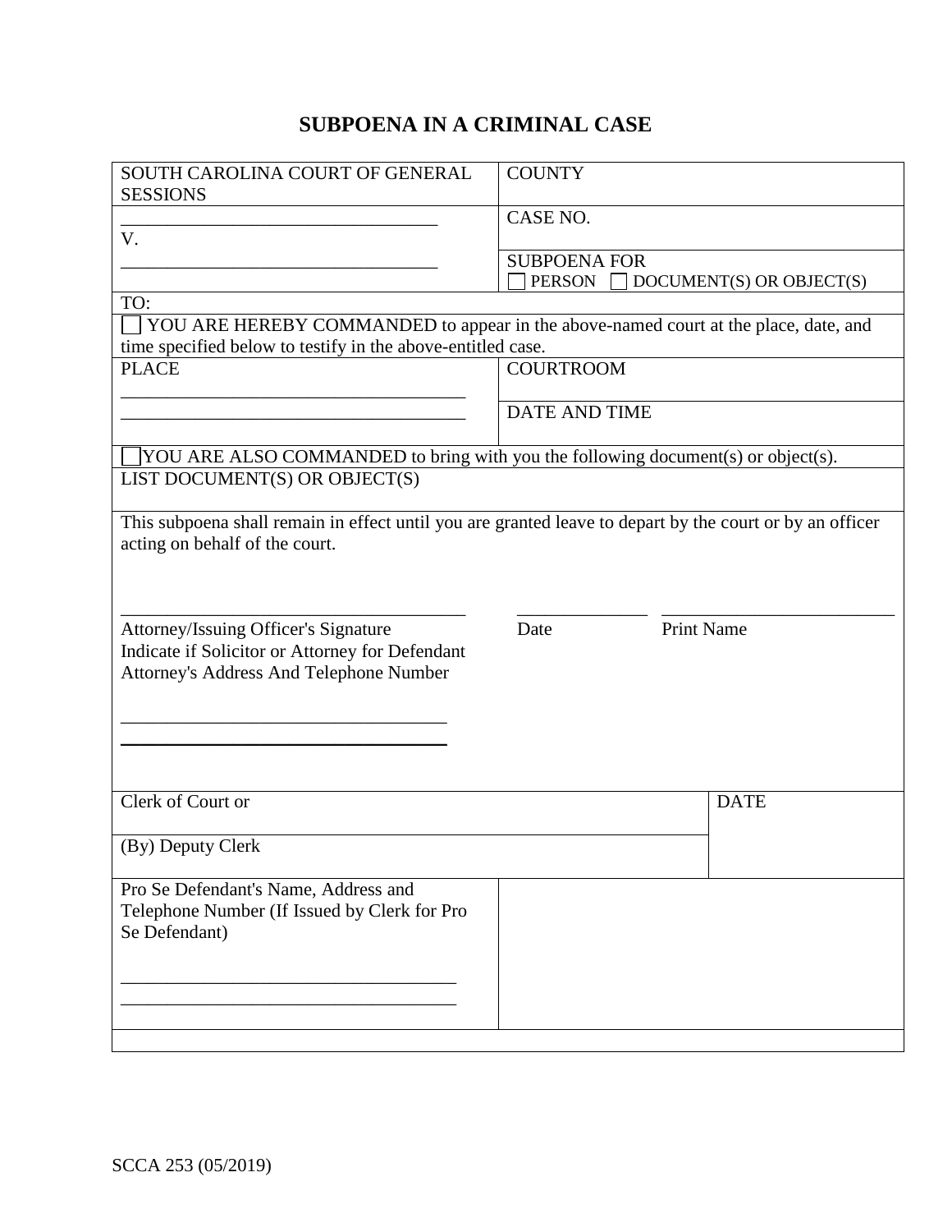# SUBPOENA IN A CRIMINAL CASE

| SOUTH CAROLINA COURT OF GENERAL SESSIONS | COUNTY |
|---|---|
| ____________________________________ V. | CASE NO. |
| ____________________________________ | SUBPOENA FOR ☐ PERSON ☐ DOCUMENT(S) OR OBJECT(S) |
| TO: | |
| ☐ YOU ARE HEREBY COMMANDED to appear in the above-named court at the place, date, and time specified below to testify in the above-entitled case. | |
| PLACE ____________________________________ ____________________________________ | COURTROOM |
| | DATE AND TIME |
| ☐ YOU ARE ALSO COMMANDED to bring with you the following document(s) or object(s). | |
| LIST DOCUMENT(S) OR OBJECT(S) | |

This subpoena shall remain in effect until you are granted leave to depart by the court or by an officer acting on behalf of the court.

____________________________________ ______________ ________________________

Attorney/Issuing Officer's Signature | Date | Print Name

Indicate if Solicitor or Attorney for Defendant

Attorney's Address And Telephone Number

____________________________________

____________________________________

| Clerk of Court or | DATE |
|---|---|
| (By) Deputy Clerk | |

| Pro Se Defendant's Name, Address and Telephone Number (If Issued by Clerk for Pro Se Defendant) ____________________________________ ____________________________________ | |
|---|---|

SCCA 253 (05/2019)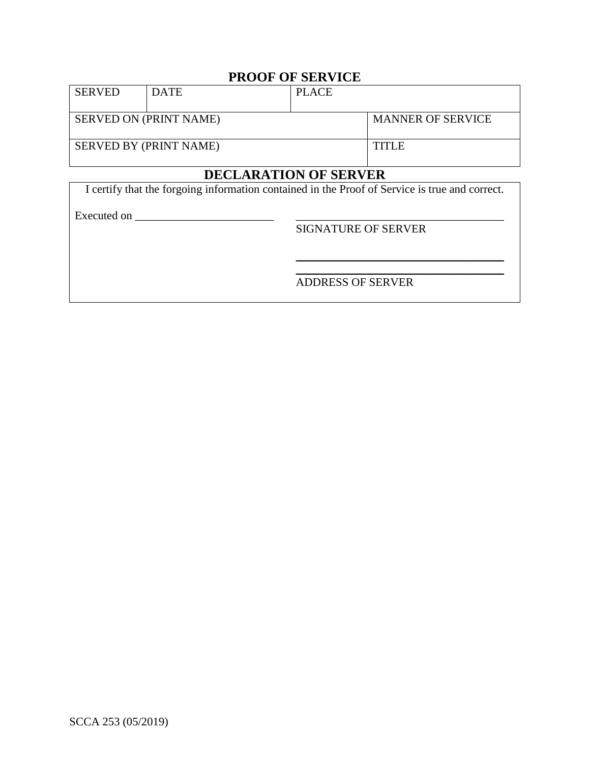## PROOF OF SERVICE

| SERVED | DATE | PLACE | |
|---|---|---|---|
| SERVED ON (PRINT NAME) | | | MANNER OF SERVICE |
| SERVED BY (PRINT NAME) | | | TITLE |

## DECLARATION OF SERVER

I certify that the forgoing information contained in the Proof of Service is true and correct.

Executed on ________________________ ____________________________________

SIGNATURE OF SERVER

____________________________________

____________________________________

ADDRESS OF SERVER

SCCA 253 (05/2019)